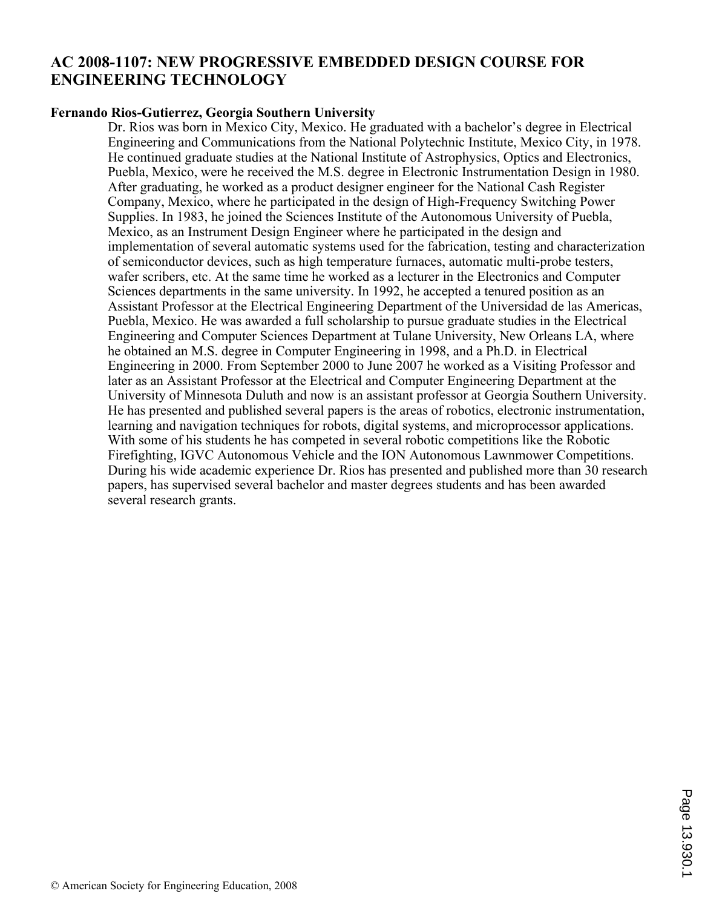# AC 2008-1107: NEW PROGRESSIVE EMBEDDED DESIGN COURSE FOR ENGINEERING TECHNOLOGY

**Fernando Rios-Gutierrez, Georgia Southern University**

Dr. Rios was born in Mexico City, Mexico. He graduated with a bachelor's degree in Electrical Engineering and Communications from the National Polytechnic Institute, Mexico City, in 1978. He continued graduate studies at the National Institute of Astrophysics, Optics and Electronics, Puebla, Mexico, were he received the M.S. degree in Electronic Instrumentation Design in 1980. After graduating, he worked as a product designer engineer for the National Cash Register Company, Mexico, where he participated in the design of High-Frequency Switching Power Supplies. In 1983, he joined the Sciences Institute of the Autonomous University of Puebla, Mexico, as an Instrument Design Engineer where he participated in the design and implementation of several automatic systems used for the fabrication, testing and characterization of semiconductor devices, such as high temperature furnaces, automatic multi-probe testers, wafer scribers, etc. At the same time he worked as a lecturer in the Electronics and Computer Sciences departments in the same university. In 1992, he accepted a tenured position as an Assistant Professor at the Electrical Engineering Department of the Universidad de las Americas, Puebla, Mexico. He was awarded a full scholarship to pursue graduate studies in the Electrical Engineering and Computer Sciences Department at Tulane University, New Orleans LA, where he obtained an M.S. degree in Computer Engineering in 1998, and a Ph.D. in Electrical Engineering in 2000. From September 2000 to June 2007 he worked as a Visiting Professor and later as an Assistant Professor at the Electrical and Computer Engineering Department at the University of Minnesota Duluth and now is an assistant professor at Georgia Southern University. He has presented and published several papers is the areas of robotics, electronic instrumentation, learning and navigation techniques for robots, digital systems, and microprocessor applications. With some of his students he has competed in several robotic competitions like the Robotic Firefighting, IGVC Autonomous Vehicle and the ION Autonomous Lawnmower Competitions. During his wide academic experience Dr. Rios has presented and published more than 30 research papers, has supervised several bachelor and master degrees students and has been awarded several research grants.

© American Society for Engineering Education, 2008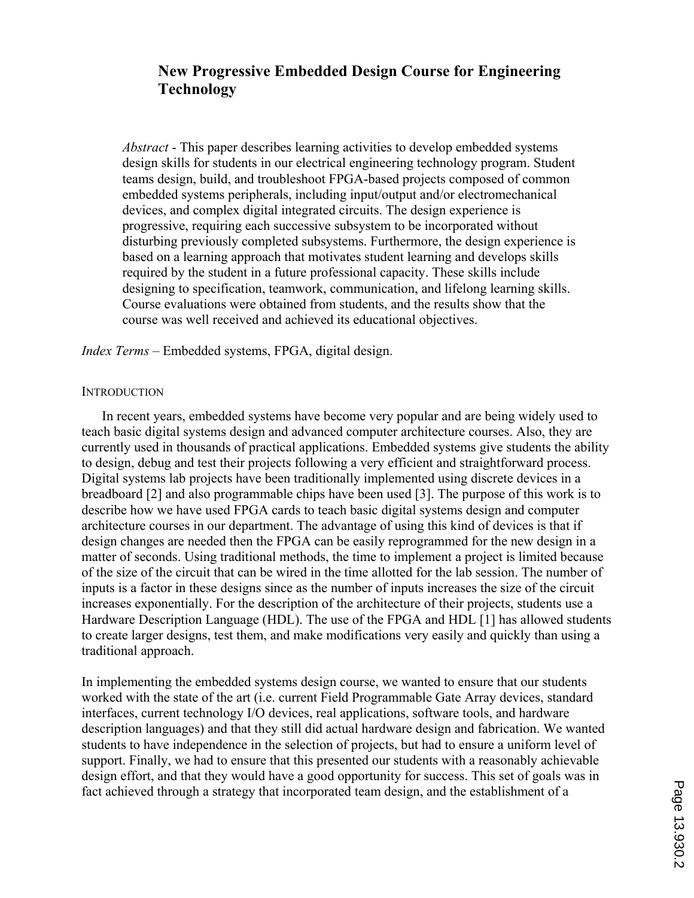# New Progressive Embedded Design Course for Engineering Technology

*Abstract* - This paper describes learning activities to develop embedded systems design skills for students in our electrical engineering technology program. Student teams design, build, and troubleshoot FPGA-based projects composed of common embedded systems peripherals, including input/output and/or electromechanical devices, and complex digital integrated circuits. The design experience is progressive, requiring each successive subsystem to be incorporated without disturbing previously completed subsystems. Furthermore, the design experience is based on a learning approach that motivates student learning and develops skills required by the student in a future professional capacity. These skills include designing to specification, teamwork, communication, and lifelong learning skills. Course evaluations were obtained from students, and the results show that the course was well received and achieved its educational objectives.

*Index Terms* – Embedded systems, FPGA, digital design.

## INTRODUCTION

In recent years, embedded systems have become very popular and are being widely used to teach basic digital systems design and advanced computer architecture courses. Also, they are currently used in thousands of practical applications. Embedded systems give students the ability to design, debug and test their projects following a very efficient and straightforward process. Digital systems lab projects have been traditionally implemented using discrete devices in a breadboard [2] and also programmable chips have been used [3]. The purpose of this work is to describe how we have used FPGA cards to teach basic digital systems design and computer architecture courses in our department. The advantage of using this kind of devices is that if design changes are needed then the FPGA can be easily reprogrammed for the new design in a matter of seconds. Using traditional methods, the time to implement a project is limited because of the size of the circuit that can be wired in the time allotted for the lab session. The number of inputs is a factor in these designs since as the number of inputs increases the size of the circuit increases exponentially. For the description of the architecture of their projects, students use a Hardware Description Language (HDL). The use of the FPGA and HDL [1] has allowed students to create larger designs, test them, and make modifications very easily and quickly than using a traditional approach.

In implementing the embedded systems design course, we wanted to ensure that our students worked with the state of the art (i.e. current Field Programmable Gate Array devices, standard interfaces, current technology I/O devices, real applications, software tools, and hardware description languages) and that they still did actual hardware design and fabrication. We wanted students to have independence in the selection of projects, but had to ensure a uniform level of support. Finally, we had to ensure that this presented our students with a reasonably achievable design effort, and that they would have a good opportunity for success. This set of goals was in fact achieved through a strategy that incorporated team design, and the establishment of a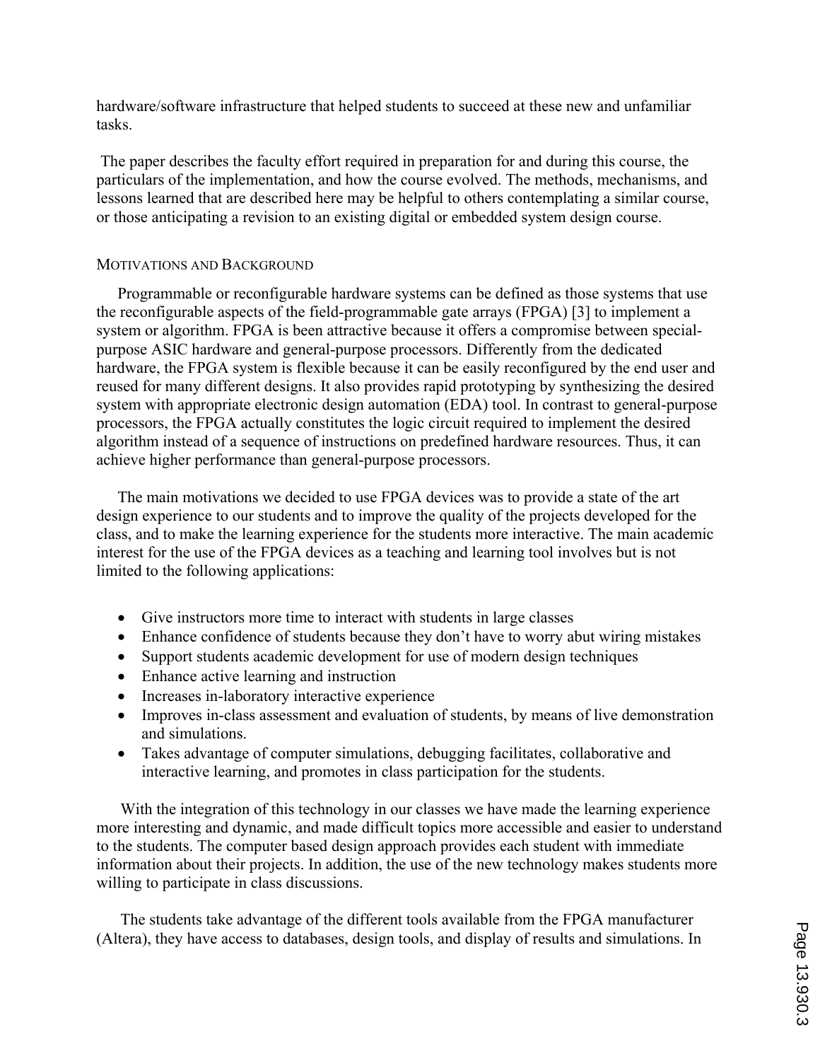hardware/software infrastructure that helped students to succeed at these new and unfamiliar tasks.

The paper describes the faculty effort required in preparation for and during this course, the particulars of the implementation, and how the course evolved. The methods, mechanisms, and lessons learned that are described here may be helpful to others contemplating a similar course, or those anticipating a revision to an existing digital or embedded system design course.

## MOTIVATIONS AND BACKGROUND

Programmable or reconfigurable hardware systems can be defined as those systems that use the reconfigurable aspects of the field-programmable gate arrays (FPGA) [3] to implement a system or algorithm. FPGA is been attractive because it offers a compromise between special-purpose ASIC hardware and general-purpose processors. Differently from the dedicated hardware, the FPGA system is flexible because it can be easily reconfigured by the end user and reused for many different designs. It also provides rapid prototyping by synthesizing the desired system with appropriate electronic design automation (EDA) tool. In contrast to general-purpose processors, the FPGA actually constitutes the logic circuit required to implement the desired algorithm instead of a sequence of instructions on predefined hardware resources. Thus, it can achieve higher performance than general-purpose processors.

The main motivations we decided to use FPGA devices was to provide a state of the art design experience to our students and to improve the quality of the projects developed for the class, and to make the learning experience for the students more interactive. The main academic interest for the use of the FPGA devices as a teaching and learning tool involves but is not limited to the following applications:

- Give instructors more time to interact with students in large classes
- Enhance confidence of students because they don't have to worry abut wiring mistakes
- Support students academic development for use of modern design techniques
- Enhance active learning and instruction
- Increases in-laboratory interactive experience
- Improves in-class assessment and evaluation of students, by means of live demonstration and simulations.
- Takes advantage of computer simulations, debugging facilitates, collaborative and interactive learning, and promotes in class participation for the students.

With the integration of this technology in our classes we have made the learning experience more interesting and dynamic, and made difficult topics more accessible and easier to understand to the students. The computer based design approach provides each student with immediate information about their projects. In addition, the use of the new technology makes students more willing to participate in class discussions.

The students take advantage of the different tools available from the FPGA manufacturer (Altera), they have access to databases, design tools, and display of results and simulations. In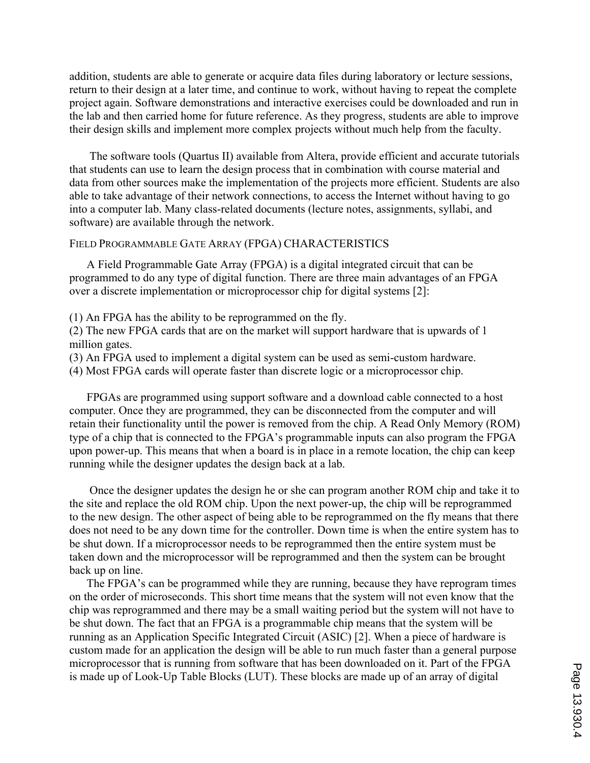addition, students are able to generate or acquire data files during laboratory or lecture sessions, return to their design at a later time, and continue to work, without having to repeat the complete project again. Software demonstrations and interactive exercises could be downloaded and run in the lab and then carried home for future reference. As they progress, students are able to improve their design skills and implement more complex projects without much help from the faculty.

The software tools (Quartus II) available from Altera, provide efficient and accurate tutorials that students can use to learn the design process that in combination with course material and data from other sources make the implementation of the projects more efficient. Students are also able to take advantage of their network connections, to access the Internet without having to go into a computer lab. Many class-related documents (lecture notes, assignments, syllabi, and software) are available through the network.

## FIELD PROGRAMMABLE GATE ARRAY (FPGA) CHARACTERISTICS

A Field Programmable Gate Array (FPGA) is a digital integrated circuit that can be programmed to do any type of digital function. There are three main advantages of an FPGA over a discrete implementation or microprocessor chip for digital systems [2]:

(1) An FPGA has the ability to be reprogrammed on the fly.
(2) The new FPGA cards that are on the market will support hardware that is upwards of 1 million gates.
(3) An FPGA used to implement a digital system can be used as semi-custom hardware.
(4) Most FPGA cards will operate faster than discrete logic or a microprocessor chip.

FPGAs are programmed using support software and a download cable connected to a host computer. Once they are programmed, they can be disconnected from the computer and will retain their functionality until the power is removed from the chip. A Read Only Memory (ROM) type of a chip that is connected to the FPGA's programmable inputs can also program the FPGA upon power-up. This means that when a board is in place in a remote location, the chip can keep running while the designer updates the design back at a lab.

Once the designer updates the design he or she can program another ROM chip and take it to the site and replace the old ROM chip. Upon the next power-up, the chip will be reprogrammed to the new design. The other aspect of being able to be reprogrammed on the fly means that there does not need to be any down time for the controller. Down time is when the entire system has to be shut down. If a microprocessor needs to be reprogrammed then the entire system must be taken down and the microprocessor will be reprogrammed and then the system can be brought back up on line.

The FPGA's can be programmed while they are running, because they have reprogram times on the order of microseconds. This short time means that the system will not even know that the chip was reprogrammed and there may be a small waiting period but the system will not have to be shut down. The fact that an FPGA is a programmable chip means that the system will be running as an Application Specific Integrated Circuit (ASIC) [2]. When a piece of hardware is custom made for an application the design will be able to run much faster than a general purpose microprocessor that is running from software that has been downloaded on it. Part of the FPGA is made up of Look-Up Table Blocks (LUT). These blocks are made up of an array of digital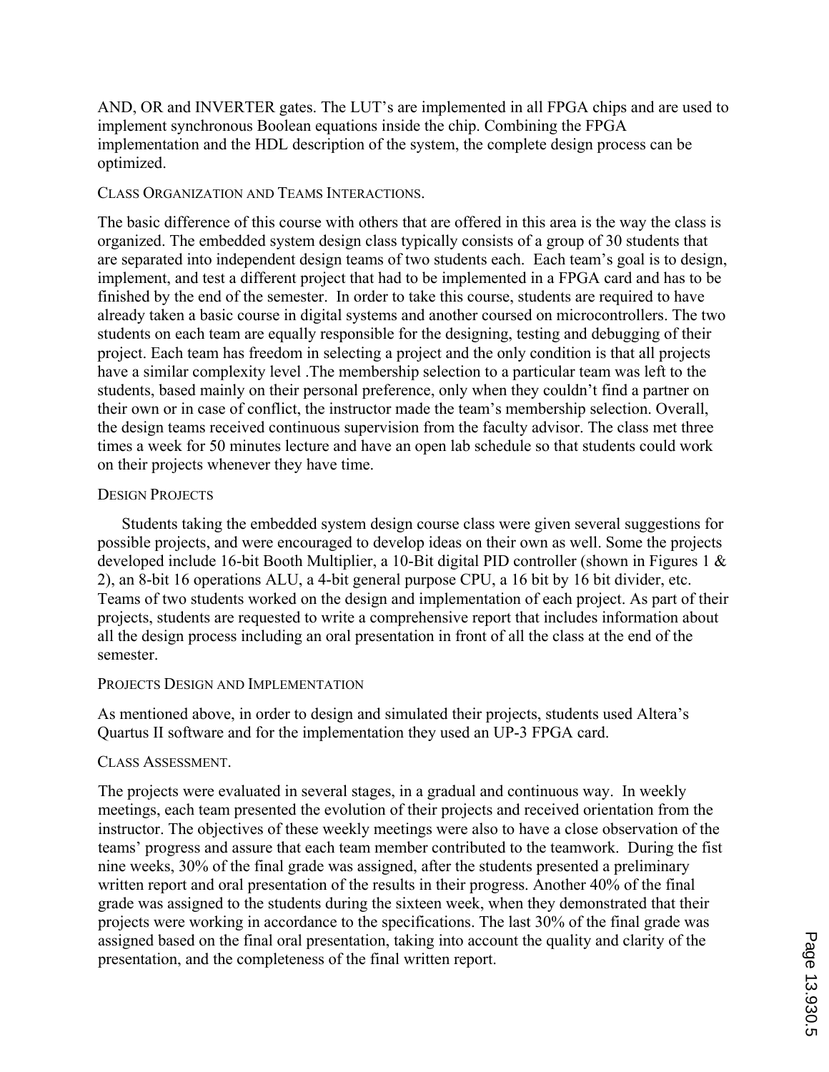AND, OR and INVERTER gates. The LUT's are implemented in all FPGA chips and are used to implement synchronous Boolean equations inside the chip. Combining the FPGA implementation and the HDL description of the system, the complete design process can be optimized.

## CLASS ORGANIZATION AND TEAMS INTERACTIONS.

The basic difference of this course with others that are offered in this area is the way the class is organized. The embedded system design class typically consists of a group of 30 students that are separated into independent design teams of two students each. Each team's goal is to design, implement, and test a different project that had to be implemented in a FPGA card and has to be finished by the end of the semester. In order to take this course, students are required to have already taken a basic course in digital systems and another coursed on microcontrollers. The two students on each team are equally responsible for the designing, testing and debugging of their project. Each team has freedom in selecting a project and the only condition is that all projects have a similar complexity level .The membership selection to a particular team was left to the students, based mainly on their personal preference, only when they couldn't find a partner on their own or in case of conflict, the instructor made the team's membership selection. Overall, the design teams received continuous supervision from the faculty advisor. The class met three times a week for 50 minutes lecture and have an open lab schedule so that students could work on their projects whenever they have time.

## DESIGN PROJECTS

Students taking the embedded system design course class were given several suggestions for possible projects, and were encouraged to develop ideas on their own as well. Some the projects developed include 16-bit Booth Multiplier, a 10-Bit digital PID controller (shown in Figures 1 & 2), an 8-bit 16 operations ALU, a 4-bit general purpose CPU, a 16 bit by 16 bit divider, etc. Teams of two students worked on the design and implementation of each project. As part of their projects, students are requested to write a comprehensive report that includes information about all the design process including an oral presentation in front of all the class at the end of the semester.

## PROJECTS DESIGN AND IMPLEMENTATION

As mentioned above, in order to design and simulated their projects, students used Altera's Quartus II software and for the implementation they used an UP-3 FPGA card.

## CLASS ASSESSMENT.

The projects were evaluated in several stages, in a gradual and continuous way. In weekly meetings, each team presented the evolution of their projects and received orientation from the instructor. The objectives of these weekly meetings were also to have a close observation of the teams' progress and assure that each team member contributed to the teamwork. During the fist nine weeks, 30% of the final grade was assigned, after the students presented a preliminary written report and oral presentation of the results in their progress. Another 40% of the final grade was assigned to the students during the sixteen week, when they demonstrated that their projects were working in accordance to the specifications. The last 30% of the final grade was assigned based on the final oral presentation, taking into account the quality and clarity of the presentation, and the completeness of the final written report.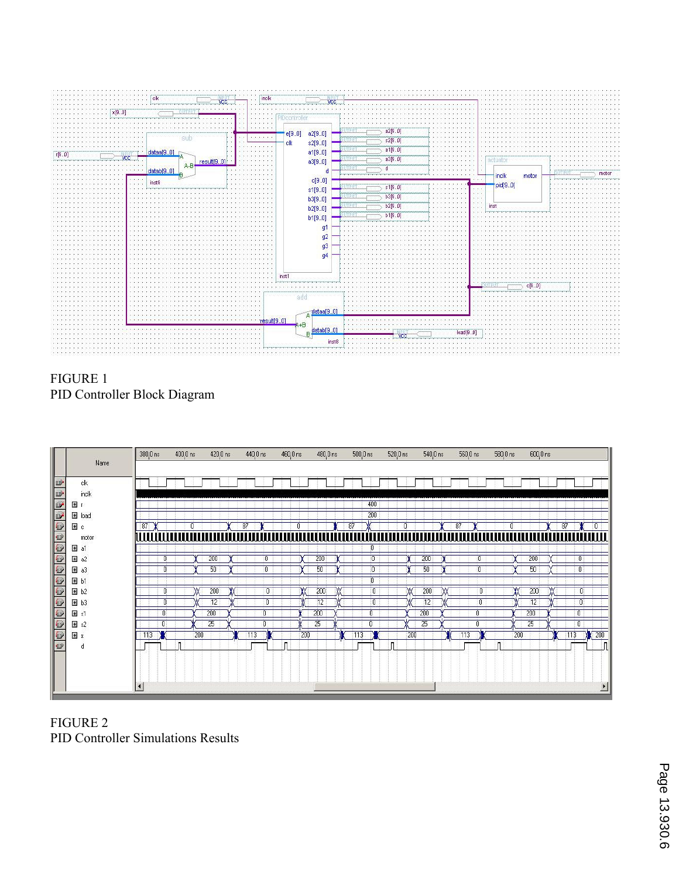FIGURE 1
PID Controller Block Diagram

FIGURE 2
PID Controller Simulations Results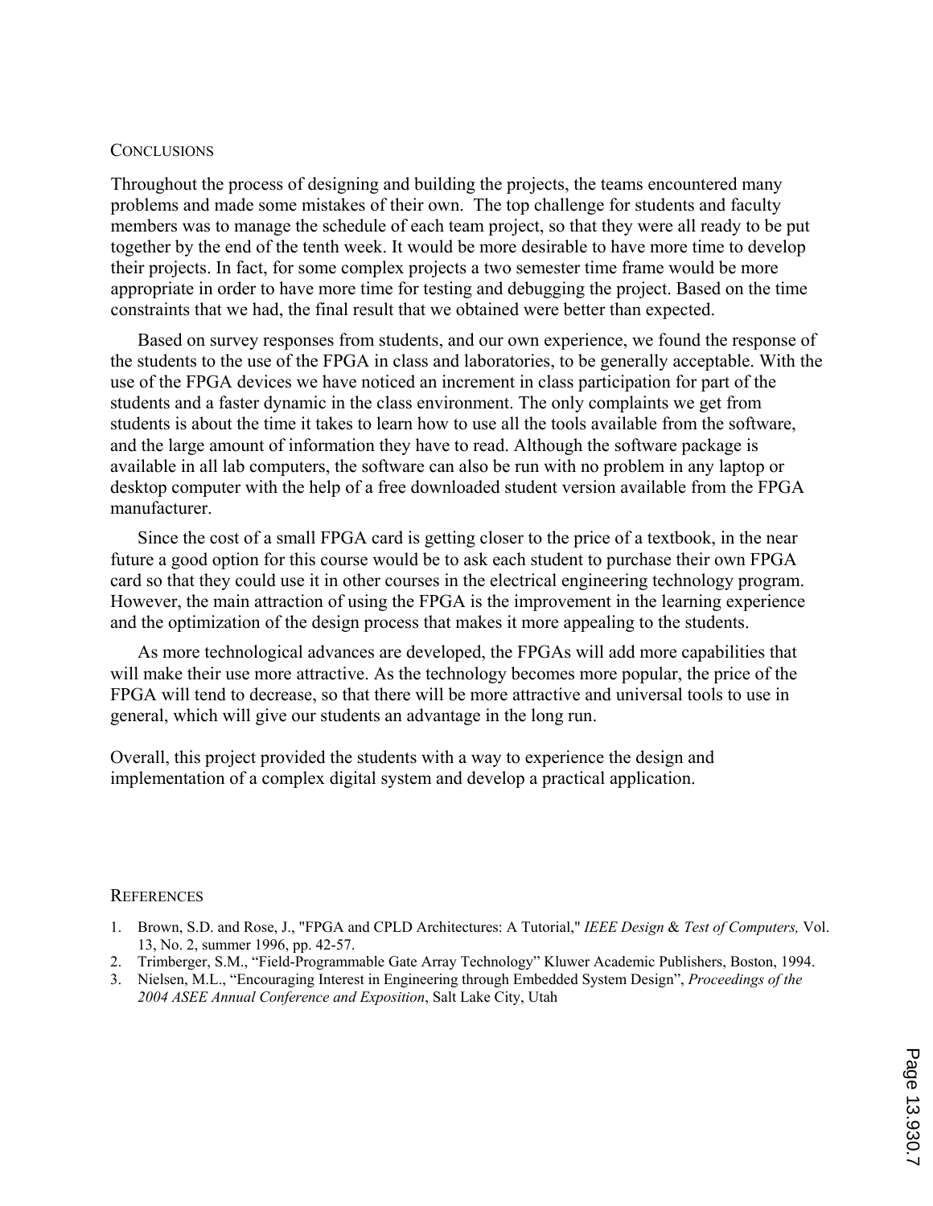## Conclusions

Throughout the process of designing and building the projects, the teams encountered many problems and made some mistakes of their own. The top challenge for students and faculty members was to manage the schedule of each team project, so that they were all ready to be put together by the end of the tenth week. It would be more desirable to have more time to develop their projects. In fact, for some complex projects a two semester time frame would be more appropriate in order to have more time for testing and debugging the project. Based on the time constraints that we had, the final result that we obtained were better than expected.

Based on survey responses from students, and our own experience, we found the response of the students to the use of the FPGA in class and laboratories, to be generally acceptable. With the use of the FPGA devices we have noticed an increment in class participation for part of the students and a faster dynamic in the class environment. The only complaints we get from students is about the time it takes to learn how to use all the tools available from the software, and the large amount of information they have to read. Although the software package is available in all lab computers, the software can also be run with no problem in any laptop or desktop computer with the help of a free downloaded student version available from the FPGA manufacturer.

Since the cost of a small FPGA card is getting closer to the price of a textbook, in the near future a good option for this course would be to ask each student to purchase their own FPGA card so that they could use it in other courses in the electrical engineering technology program. However, the main attraction of using the FPGA is the improvement in the learning experience and the optimization of the design process that makes it more appealing to the students.

As more technological advances are developed, the FPGAs will add more capabilities that will make their use more attractive. As the technology becomes more popular, the price of the FPGA will tend to decrease, so that there will be more attractive and universal tools to use in general, which will give our students an advantage in the long run.

Overall, this project provided the students with a way to experience the design and implementation of a complex digital system and develop a practical application.

## References

1. Brown, S.D. and Rose, J., "FPGA and CPLD Architectures: A Tutorial," *IEEE Design & Test of Computers,* Vol. 13, No. 2, summer 1996, pp. 42-57.
2. Trimberger, S.M., “Field-Programmable Gate Array Technology” Kluwer Academic Publishers, Boston, 1994.
3. Nielsen, M.L., “Encouraging Interest in Engineering through Embedded System Design”, *Proceedings of the 2004 ASEE Annual Conference and Exposition*, Salt Lake City, Utah